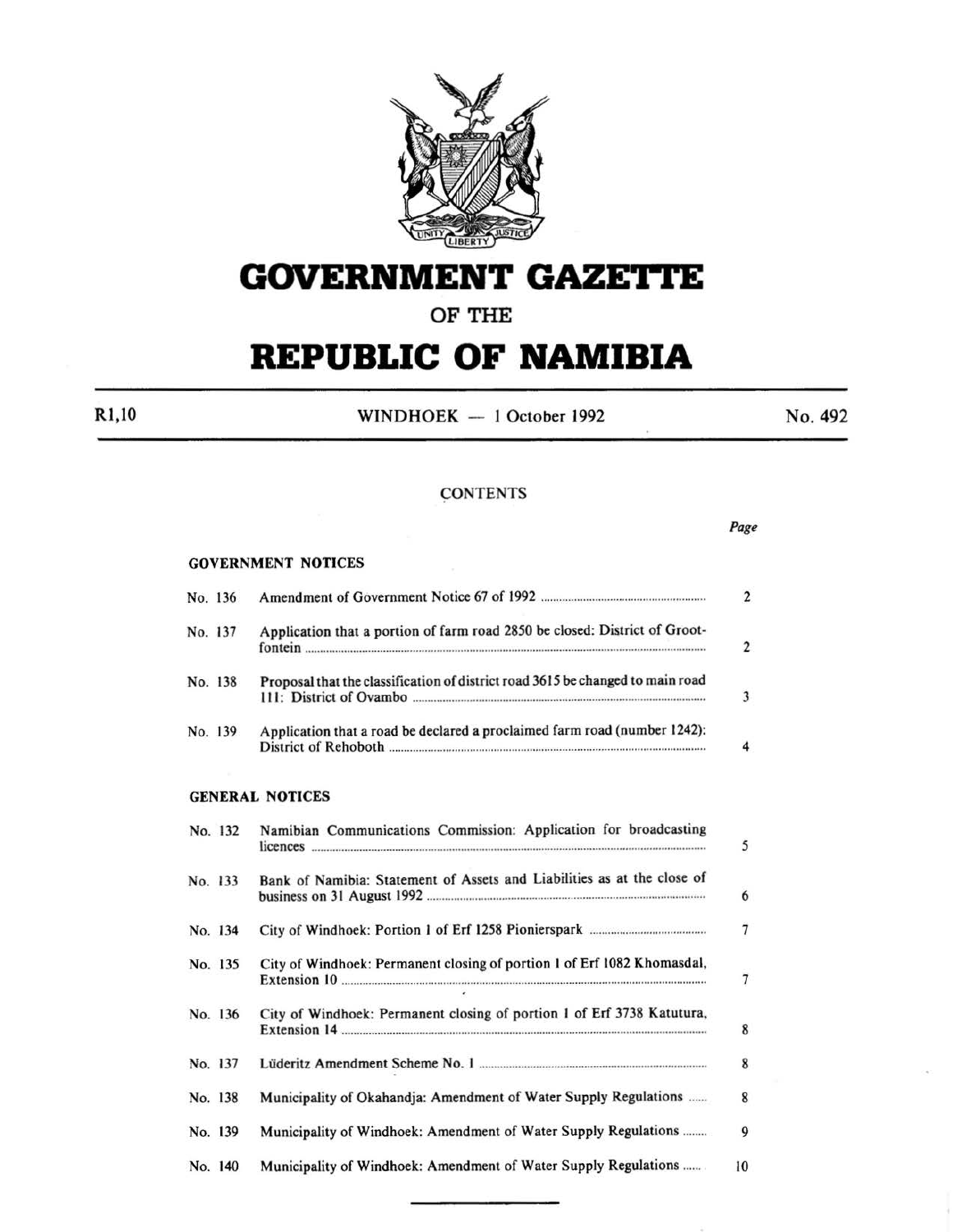# GOVERNMENT GAZETTE

## OF THE

# REPUBLIC OF NAMIBIA

R1,10 WINDHOEK — 1 October 1992 No. 492

### CONTENTS

*Page*

#### GOVERNMENT NOTICES

| | | Page |
|---|---|---|
| No. 136 | Amendment of Government Notice 67 of 1992 | 2 |
| No. 137 | Application that a portion of farm road 2850 be closed: District of Grootfontein | 2 |
| No. 138 | Proposal that the classification of district road 3615 be changed to main road 111: District of Ovambo | 3 |
| No. 139 | Application that a road be declared a proclaimed farm road (number 1242): District of Rehoboth | 4 |

#### GENERAL NOTICES

| | | Page |
|---|---|---|
| No. 132 | Namibian Communications Commission: Application for broadcasting licences | 5 |
| No. 133 | Bank of Namibia: Statement of Assets and Liabilities as at the close of business on 31 August 1992 | 6 |
| No. 134 | City of Windhoek: Portion 1 of Erf 1258 Pionierspark | 7 |
| No. 135 | City of Windhoek: Permanent closing of portion 1 of Erf 1082 Khomasdal, Extension 10 | 7 |
| No. 136 | City of Windhoek: Permanent closing of portion 1 of Erf 3738 Katutura, Extension 14 | 8 |
| No. 137 | Lüderitz Amendment Scheme No. 1 | 8 |
| No. 138 | Municipality of Okahandja: Amendment of Water Supply Regulations | 8 |
| No. 139 | Municipality of Windhoek: Amendment of Water Supply Regulations | 9 |
| No. 140 | Municipality of Windhoek: Amendment of Water Supply Regulations | 10 |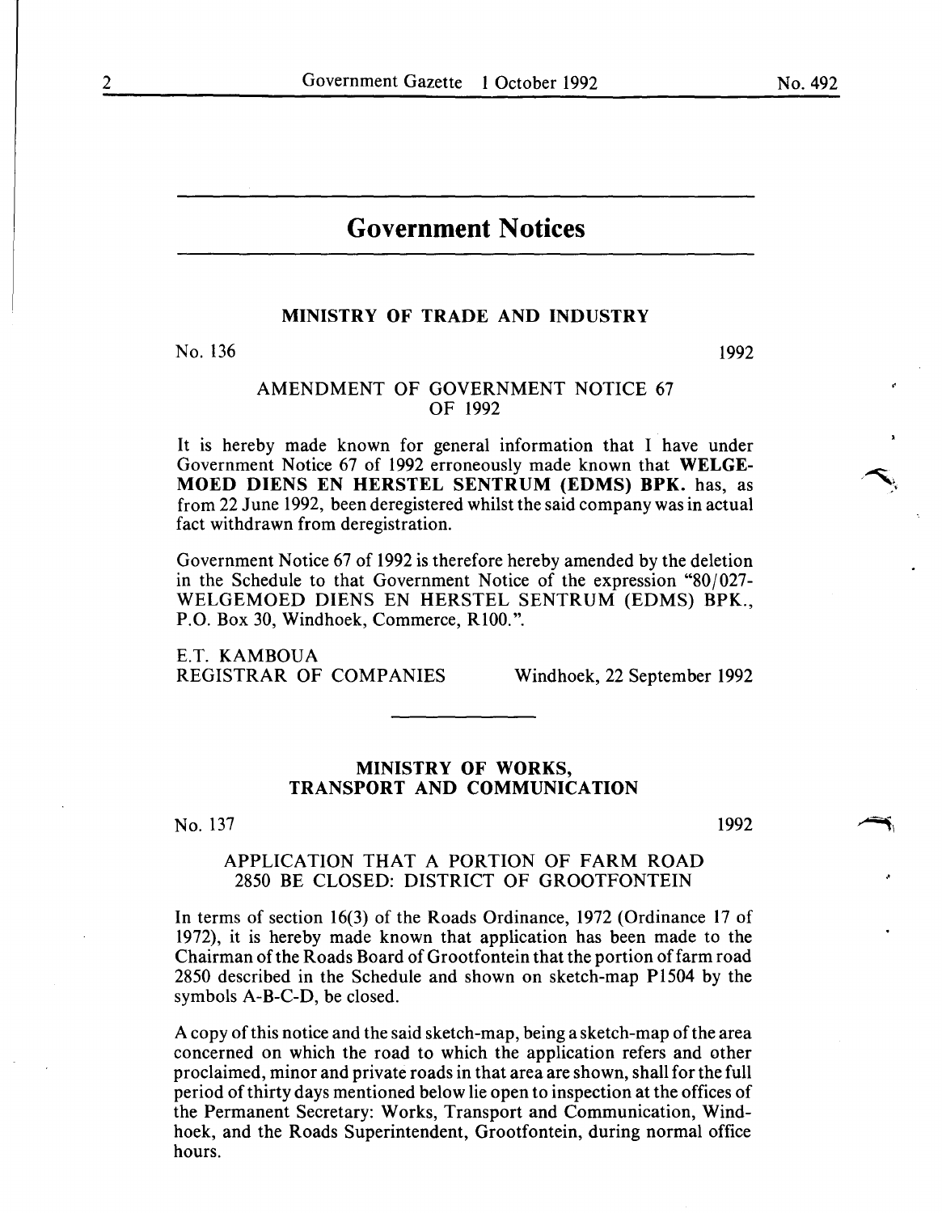## Government Notices

### MINISTRY OF TRADE AND INDUSTRY

No. 136 1992

AMENDMENT OF GOVERNMENT NOTICE 67 OF 1992

It is hereby made known for general information that I have under Government Notice 67 of 1992 erroneously made known that **WELGEMOED DIENS EN HERSTEL SENTRUM (EDMS) BPK.** has, as from 22 June 1992, been deregistered whilst the said company was in actual fact withdrawn from deregistration.

Government Notice 67 of 1992 is therefore hereby amended by the deletion in the Schedule to that Government Notice of the expression "80/027-WELGEMOED DIENS EN HERSTEL SENTRUM (EDMS) BPK., P.O. Box 30, Windhoek, Commerce, R100.".

E.T. KAMBOUA
REGISTRAR OF COMPANIES Windhoek, 22 September 1992

### MINISTRY OF WORKS, TRANSPORT AND COMMUNICATION

No. 137 1992

APPLICATION THAT A PORTION OF FARM ROAD 2850 BE CLOSED: DISTRICT OF GROOTFONTEIN

In terms of section 16(3) of the Roads Ordinance, 1972 (Ordinance 17 of 1972), it is hereby made known that application has been made to the Chairman of the Roads Board of Grootfontein that the portion of farm road 2850 described in the Schedule and shown on sketch-map P1504 by the symbols A-B-C-D, be closed.

A copy of this notice and the said sketch-map, being a sketch-map of the area concerned on which the road to which the application refers and other proclaimed, minor and private roads in that area are shown, shall for the full period of thirty days mentioned below lie open to inspection at the offices of the Permanent Secretary: Works, Transport and Communication, Windhoek, and the Roads Superintendent, Grootfontein, during normal office hours.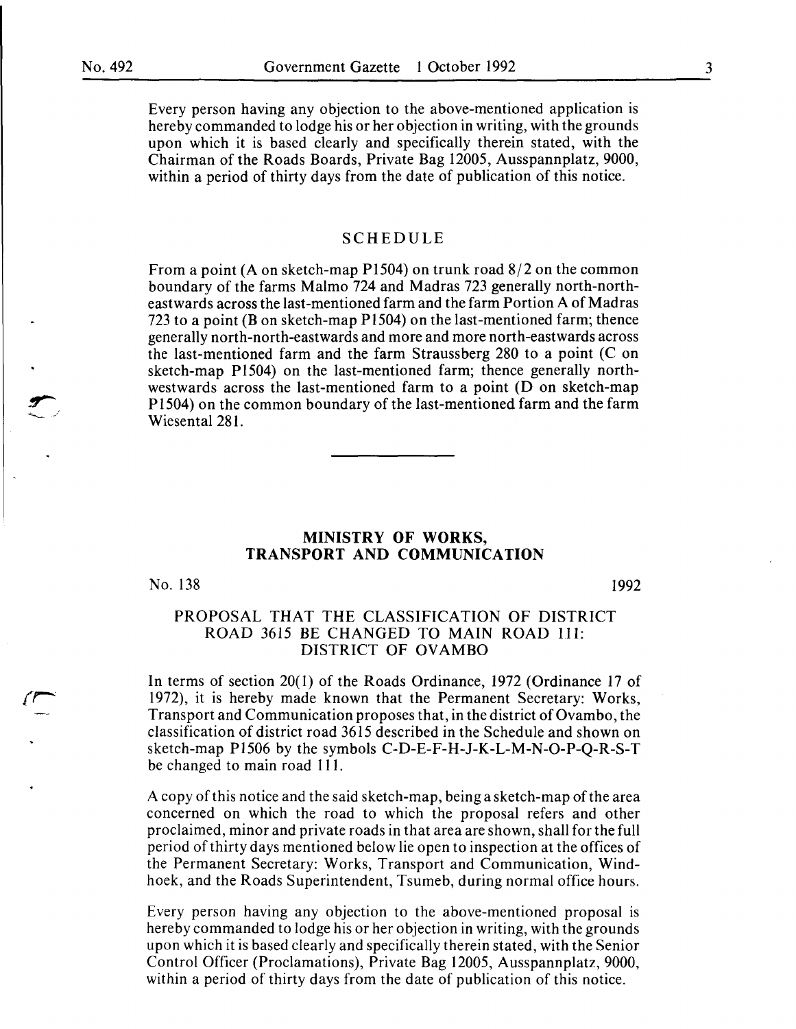Every person having any objection to the above-mentioned application is hereby commanded to lodge his or her objection in writing, with the grounds upon which it is based clearly and specifically therein stated, with the Chairman of the Roads Boards, Private Bag 12005, Ausspannplatz, 9000, within a period of thirty days from the date of publication of this notice.

## SCHEDULE

From a point (A on sketch-map P1504) on trunk road 8/2 on the common boundary of the farms Malmo 724 and Madras 723 generally north-north-eastwards across the last-mentioned farm and the farm Portion A of Madras 723 to a point (B on sketch-map P1504) on the last-mentioned farm; thence generally north-north-eastwards and more and more north-eastwards across the last-mentioned farm and the farm Straussberg 280 to a point (C on sketch-map P1504) on the last-mentioned farm; thence generally north-westwards across the last-mentioned farm to a point (D on sketch-map P1504) on the common boundary of the last-mentioned farm and the farm Wiesental 281.

---

## MINISTRY OF WORKS, TRANSPORT AND COMMUNICATION

No. 138 1992

### PROPOSAL THAT THE CLASSIFICATION OF DISTRICT ROAD 3615 BE CHANGED TO MAIN ROAD 111: DISTRICT OF OVAMBO

In terms of section 20(1) of the Roads Ordinance, 1972 (Ordinance 17 of 1972), it is hereby made known that the Permanent Secretary: Works, Transport and Communication proposes that, in the district of Ovambo, the classification of district road 3615 described in the Schedule and shown on sketch-map P1506 by the symbols C-D-E-F-H-J-K-L-M-N-O-P-Q-R-S-T be changed to main road 111.

A copy of this notice and the said sketch-map, being a sketch-map of the area concerned on which the road to which the proposal refers and other proclaimed, minor and private roads in that area are shown, shall for the full period of thirty days mentioned below lie open to inspection at the offices of the Permanent Secretary: Works, Transport and Communication, Windhoek, and the Roads Superintendent, Tsumeb, during normal office hours.

Every person having any objection to the above-mentioned proposal is hereby commanded to lodge his or her objection in writing, with the grounds upon which it is based clearly and specifically therein stated, with the Senior Control Officer (Proclamations), Private Bag 12005, Ausspannplatz, 9000, within a period of thirty days from the date of publication of this notice.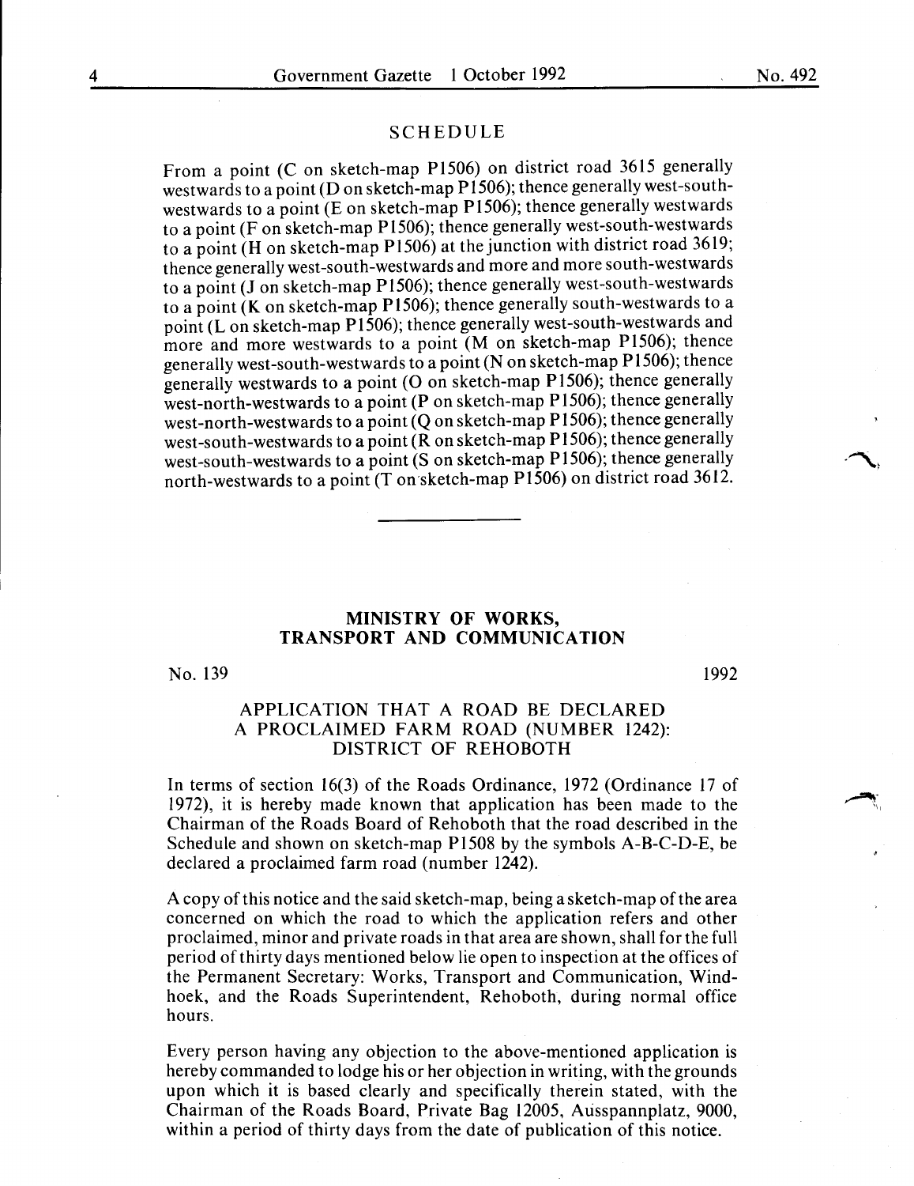## SCHEDULE

From a point (C on sketch-map P1506) on district road 3615 generally westwards to a point (D on sketch-map P1506); thence generally west-south-westwards to a point (E on sketch-map P1506); thence generally westwards to a point (F on sketch-map P1506); thence generally west-south-westwards to a point (H on sketch-map P1506) at the junction with district road 3619; thence generally west-south-westwards and more and more south-westwards to a point (J on sketch-map P1506); thence generally west-south-westwards to a point (K on sketch-map P1506); thence generally south-westwards to a point (L on sketch-map P1506); thence generally west-south-westwards and more and more westwards to a point (M on sketch-map P1506); thence generally west-south-westwards to a point (N on sketch-map P1506); thence generally westwards to a point (O on sketch-map P1506); thence generally west-north-westwards to a point (P on sketch-map P1506); thence generally west-north-westwards to a point (Q on sketch-map P1506); thence generally west-south-westwards to a point (R on sketch-map P1506); thence generally west-south-westwards to a point (S on sketch-map P1506); thence generally north-westwards to a point (T on sketch-map P1506) on district road 3612.

---

## MINISTRY OF WORKS, TRANSPORT AND COMMUNICATION

No. 139 1992

### APPLICATION THAT A ROAD BE DECLARED A PROCLAIMED FARM ROAD (NUMBER 1242): DISTRICT OF REHOBOTH

In terms of section 16(3) of the Roads Ordinance, 1972 (Ordinance 17 of 1972), it is hereby made known that application has been made to the Chairman of the Roads Board of Rehoboth that the road described in the Schedule and shown on sketch-map P1508 by the symbols A-B-C-D-E, be declared a proclaimed farm road (number 1242).

A copy of this notice and the said sketch-map, being a sketch-map of the area concerned on which the road to which the application refers and other proclaimed, minor and private roads in that area are shown, shall for the full period of thirty days mentioned below lie open to inspection at the offices of the Permanent Secretary: Works, Transport and Communication, Windhoek, and the Roads Superintendent, Rehoboth, during normal office hours.

Every person having any objection to the above-mentioned application is hereby commanded to lodge his or her objection in writing, with the grounds upon which it is based clearly and specifically therein stated, with the Chairman of the Roads Board, Private Bag 12005, Ausspannplatz, 9000, within a period of thirty days from the date of publication of this notice.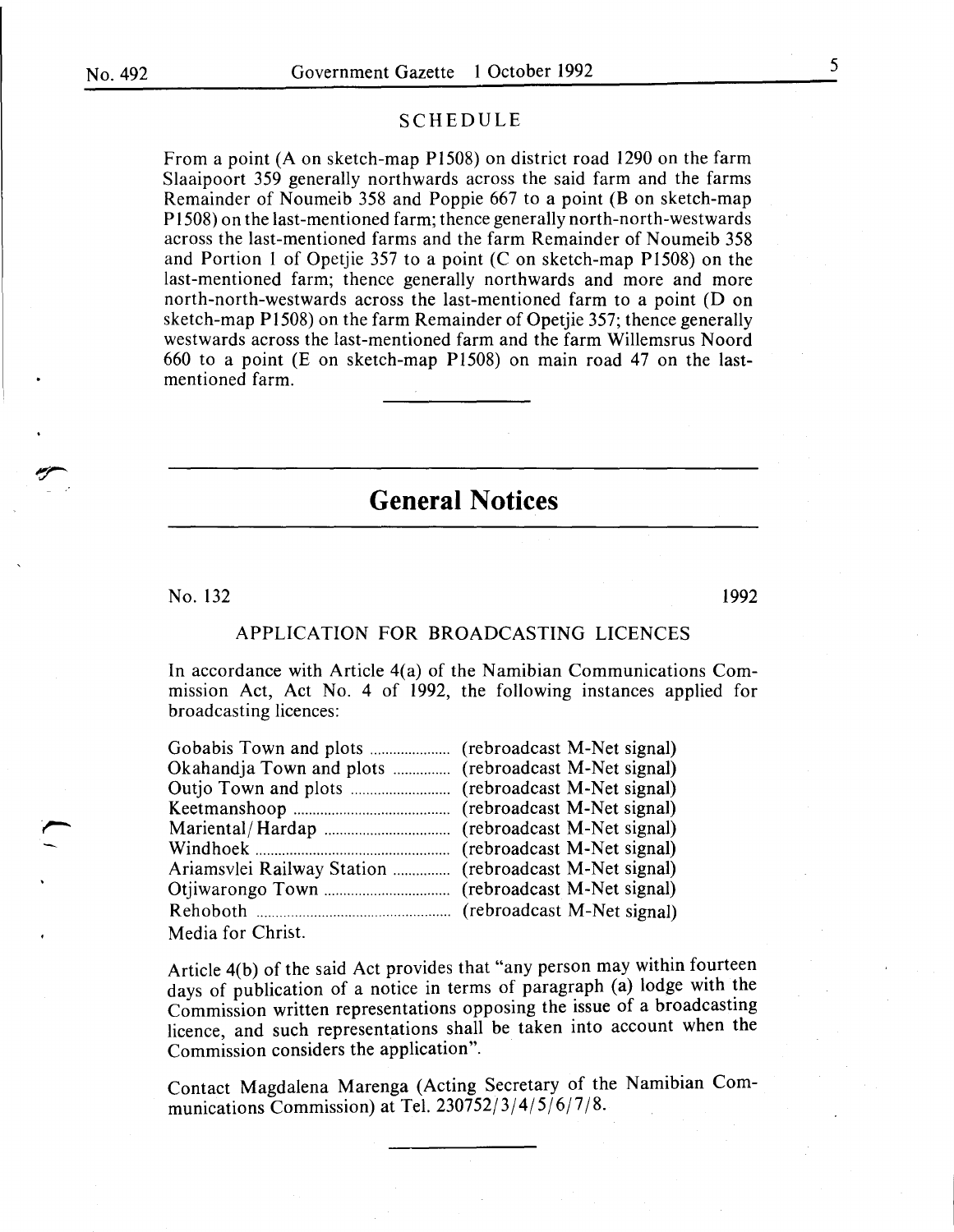## SCHEDULE

From a point (A on sketch-map P1508) on district road 1290 on the farm Slaaipoort 359 generally northwards across the said farm and the farms Remainder of Noumeib 358 and Poppie 667 to a point (B on sketch-map P1508) on the last-mentioned farm; thence generally north-north-westwards across the last-mentioned farms and the farm Remainder of Noumeib 358 and Portion 1 of Opetjie 357 to a point (C on sketch-map P1508) on the last-mentioned farm; thence generally northwards and more and more north-north-westwards across the last-mentioned farm to a point (D on sketch-map P1508) on the farm Remainder of Opetjie 357; thence generally westwards across the last-mentioned farm and the farm Willemsrus Noord 660 to a point (E on sketch-map P1508) on main road 47 on the last-mentioned farm.

# General Notices

No. 132 1992

## APPLICATION FOR BROADCASTING LICENCES

In accordance with Article 4(a) of the Namibian Communications Commission Act, Act No. 4 of 1992, the following instances applied for broadcasting licences:

| | |
|---|---|
| Gobabis Town and plots | (rebroadcast M-Net signal) |
| Okahandja Town and plots | (rebroadcast M-Net signal) |
| Outjo Town and plots | (rebroadcast M-Net signal) |
| Keetmanshoop | (rebroadcast M-Net signal) |
| Mariental/Hardap | (rebroadcast M-Net signal) |
| Windhoek | (rebroadcast M-Net signal) |
| Ariamsvlei Railway Station | (rebroadcast M-Net signal) |
| Otjiwarongo Town | (rebroadcast M-Net signal) |
| Rehoboth | (rebroadcast M-Net signal) |
| Media for Christ. | |

Article 4(b) of the said Act provides that "any person may within fourteen days of publication of a notice in terms of paragraph (a) lodge with the Commission written representations opposing the issue of a broadcasting licence, and such representations shall be taken into account when the Commission considers the application".

Contact Magdalena Marenga (Acting Secretary of the Namibian Communications Commission) at Tel. 230752/3/4/5/6/7/8.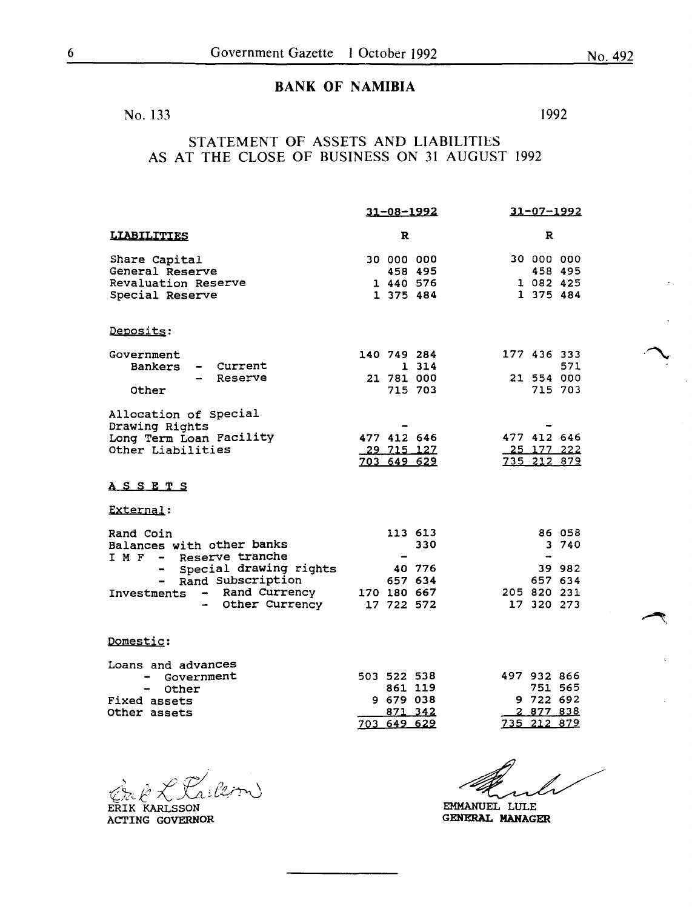## BANK OF NAMIBIA

No. 133 1992

### STATEMENT OF ASSETS AND LIABILITIES AS AT THE CLOSE OF BUSINESS ON 31 AUGUST 1992

| | 31-08-1992 | 31-07-1992 |
|---|---|---|
| **LIABILITIES** | R | R |
| Share Capital | 30 000 000 | 30 000 000 |
| General Reserve | 458 495 | 458 495 |
| Revaluation Reserve | 1 440 576 | 1 082 425 |
| Special Reserve | 1 375 484 | 1 375 484 |
| Deposits: | | |
| Government | 140 749 284 | 177 436 333 |
| Bankers - Current | 1 314 | 571 |
| - Reserve | 21 781 000 | 21 554 000 |
| Other | 715 703 | 715 703 |
| Allocation of Special Drawing Rights | - | - |
| Long Term Loan Facility | 477 412 646 | 477 412 646 |
| Other Liabilities | 29 715 127 | 25 177 222 |
| | 703 649 629 | 735 212 879 |
| **ASSETS** | | |
| External: | | |
| Rand Coin | 113 613 | 86 058 |
| Balances with other banks | 330 | 3 740 |
| I M F - Reserve tranche | - | - |
| - Special drawing rights | 40 776 | 39 982 |
| - Rand Subscription | 657 634 | 657 634 |
| Investments - Rand Currency | 170 180 667 | 205 820 231 |
| - Other Currency | 17 722 572 | 17 320 273 |
| Domestic: | | |
| Loans and advances | | |
| - Government | 503 522 538 | 497 932 866 |
| - Other | 861 119 | 751 565 |
| Fixed assets | 9 679 038 | 9 722 692 |
| Other assets | 871 342 | 2 877 838 |
| | 703 649 629 | 735 212 879 |

ERIK KARLSSON
ACTING GOVERNOR

EMMANUEL LULE
GENERAL MANAGER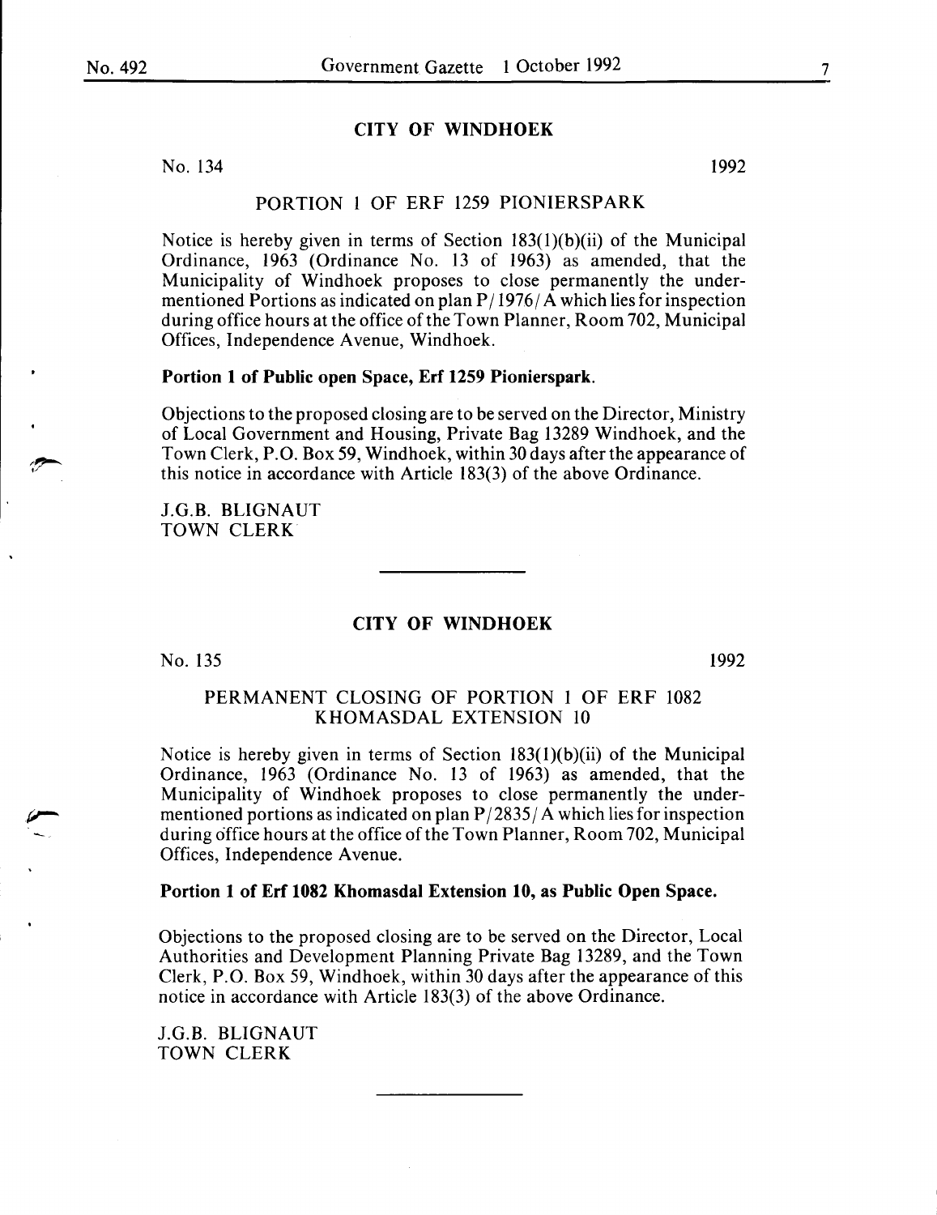## CITY OF WINDHOEK

No. 134 1992

### PORTION 1 OF ERF 1259 PIONIERSPARK

Notice is hereby given in terms of Section 183(1)(b)(ii) of the Municipal Ordinance, 1963 (Ordinance No. 13 of 1963) as amended, that the Municipality of Windhoek proposes to close permanently the under-mentioned Portions as indicated on plan P/1976/A which lies for inspection during office hours at the office of the Town Planner, Room 702, Municipal Offices, Independence Avenue, Windhoek.

**Portion 1 of Public open Space, Erf 1259 Pionierspark.**

Objections to the proposed closing are to be served on the Director, Ministry of Local Government and Housing, Private Bag 13289 Windhoek, and the Town Clerk, P.O. Box 59, Windhoek, within 30 days after the appearance of this notice in accordance with Article 183(3) of the above Ordinance.

J.G.B. BLIGNAUT
TOWN CLERK

---

## CITY OF WINDHOEK

No. 135 1992

### PERMANENT CLOSING OF PORTION 1 OF ERF 1082 KHOMASDAL EXTENSION 10

Notice is hereby given in terms of Section 183(1)(b)(ii) of the Municipal Ordinance, 1963 (Ordinance No. 13 of 1963) as amended, that the Municipality of Windhoek proposes to close permanently the under-mentioned portions as indicated on plan P/2835/A which lies for inspection during office hours at the office of the Town Planner, Room 702, Municipal Offices, Independence Avenue.

**Portion 1 of Erf 1082 Khomasdal Extension 10, as Public Open Space.**

Objections to the proposed closing are to be served on the Director, Local Authorities and Development Planning Private Bag 13289, and the Town Clerk, P.O. Box 59, Windhoek, within 30 days after the appearance of this notice in accordance with Article 183(3) of the above Ordinance.

J.G.B. BLIGNAUT
TOWN CLERK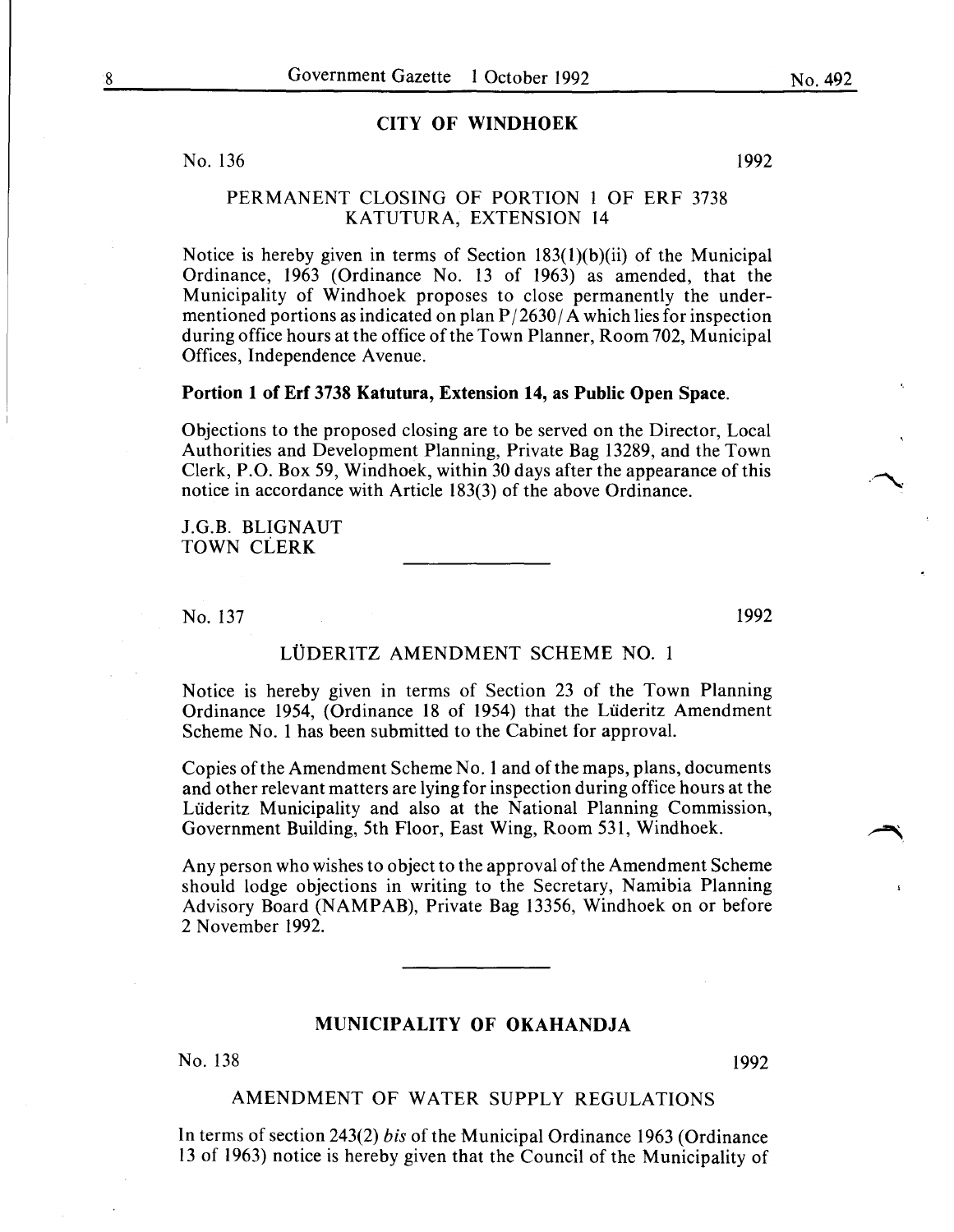## CITY OF WINDHOEK

No. 136 1992

### PERMANENT CLOSING OF PORTION 1 OF ERF 3738 KATUTURA, EXTENSION 14

Notice is hereby given in terms of Section 183(1)(b)(ii) of the Municipal Ordinance, 1963 (Ordinance No. 13 of 1963) as amended, that the Municipality of Windhoek proposes to close permanently the undermentioned portions as indicated on plan P/2630/A which lies for inspection during office hours at the office of the Town Planner, Room 702, Municipal Offices, Independence Avenue.

**Portion 1 of Erf 3738 Katutura, Extension 14, as Public Open Space.**

Objections to the proposed closing are to be served on the Director, Local Authorities and Development Planning, Private Bag 13289, and the Town Clerk, P.O. Box 59, Windhoek, within 30 days after the appearance of this notice in accordance with Article 183(3) of the above Ordinance.

J.G.B. BLIGNAUT
TOWN CLERK

---

No. 137 1992

### LÜDERITZ AMENDMENT SCHEME NO. 1

Notice is hereby given in terms of Section 23 of the Town Planning Ordinance 1954, (Ordinance 18 of 1954) that the Lüderitz Amendment Scheme No. 1 has been submitted to the Cabinet for approval.

Copies of the Amendment Scheme No. 1 and of the maps, plans, documents and other relevant matters are lying for inspection during office hours at the Lüderitz Municipality and also at the National Planning Commission, Government Building, 5th Floor, East Wing, Room 531, Windhoek.

Any person who wishes to object to the approval of the Amendment Scheme should lodge objections in writing to the Secretary, Namibia Planning Advisory Board (NAMPAB), Private Bag 13356, Windhoek on or before 2 November 1992.

---

## MUNICIPALITY OF OKAHANDJA

No. 138 1992

### AMENDMENT OF WATER SUPPLY REGULATIONS

In terms of section 243(2) *bis* of the Municipal Ordinance 1963 (Ordinance 13 of 1963) notice is hereby given that the Council of the Municipality of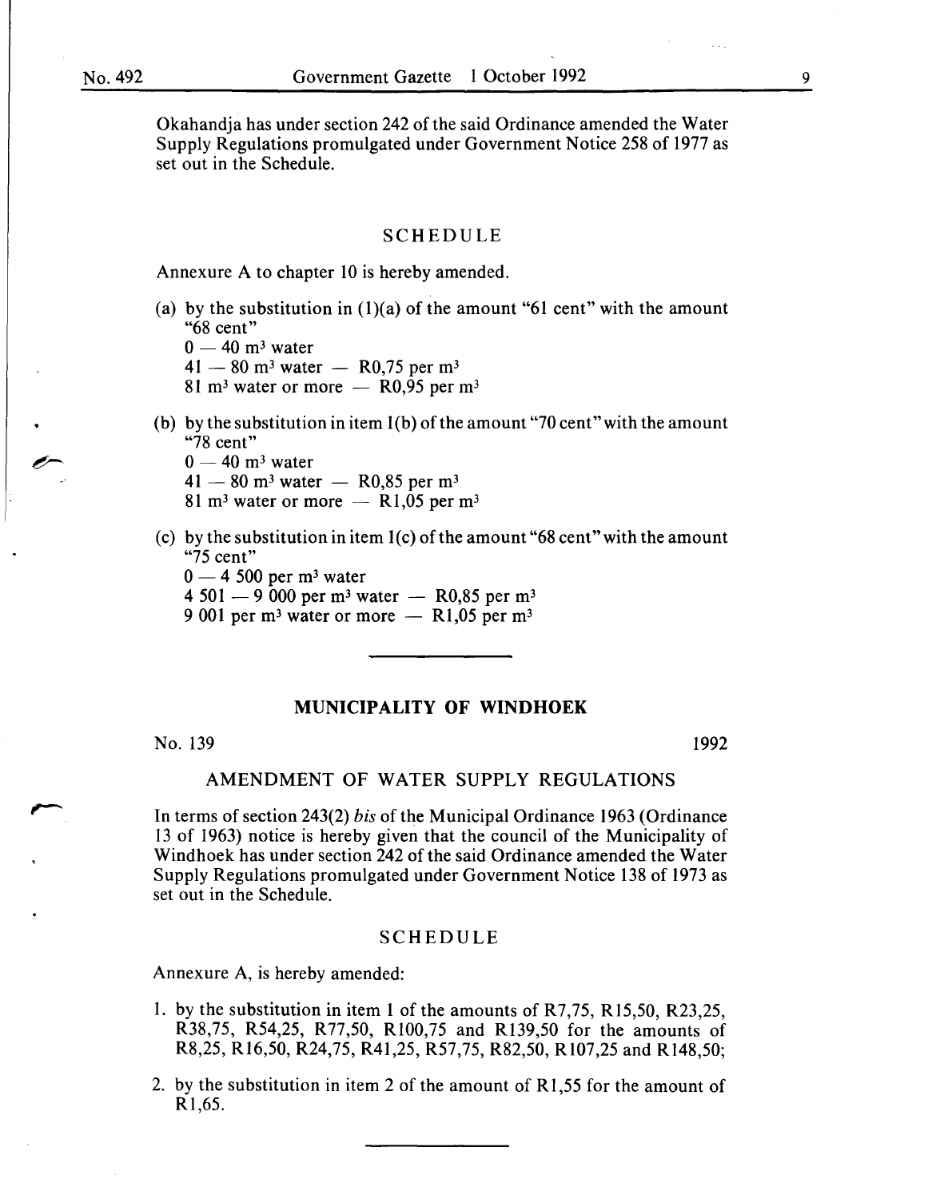Okahandja has under section 242 of the said Ordinance amended the Water Supply Regulations promulgated under Government Notice 258 of 1977 as set out in the Schedule.

## SCHEDULE

Annexure A to chapter 10 is hereby amended.

(a) by the substitution in (1)(a) of the amount "61 cent" with the amount "68 cent"
   $0 - 40$ m$^3$ water
   $41 - 80$ m$^3$ water — R0,75 per m$^3$
   81 m$^3$ water or more — R0,95 per m$^3$

(b) by the substitution in item 1(b) of the amount "70 cent" with the amount "78 cent"
   $0 - 40$ m$^3$ water
   $41 - 80$ m$^3$ water — R0,85 per m$^3$
   81 m$^3$ water or more — R1,05 per m$^3$

(c) by the substitution in item 1(c) of the amount "68 cent" with the amount "75 cent"
   0 — 4 500 per m$^3$ water
   4 501 — 9 000 per m$^3$ water — R0,85 per m$^3$
   9 001 per m$^3$ water or more — R1,05 per m$^3$

---

## MUNICIPALITY OF WINDHOEK

No. 139 1992

### AMENDMENT OF WATER SUPPLY REGULATIONS

In terms of section 243(2) *bis* of the Municipal Ordinance 1963 (Ordinance 13 of 1963) notice is hereby given that the council of the Municipality of Windhoek has under section 242 of the said Ordinance amended the Water Supply Regulations promulgated under Government Notice 138 of 1973 as set out in the Schedule.

## SCHEDULE

Annexure A, is hereby amended:

1. by the substitution in item 1 of the amounts of R7,75, R15,50, R23,25, R38,75, R54,25, R77,50, R100,75 and R139,50 for the amounts of R8,25, R16,50, R24,75, R41,25, R57,75, R82,50, R107,25 and R148,50;

2. by the substitution in item 2 of the amount of R1,55 for the amount of R1,65.

---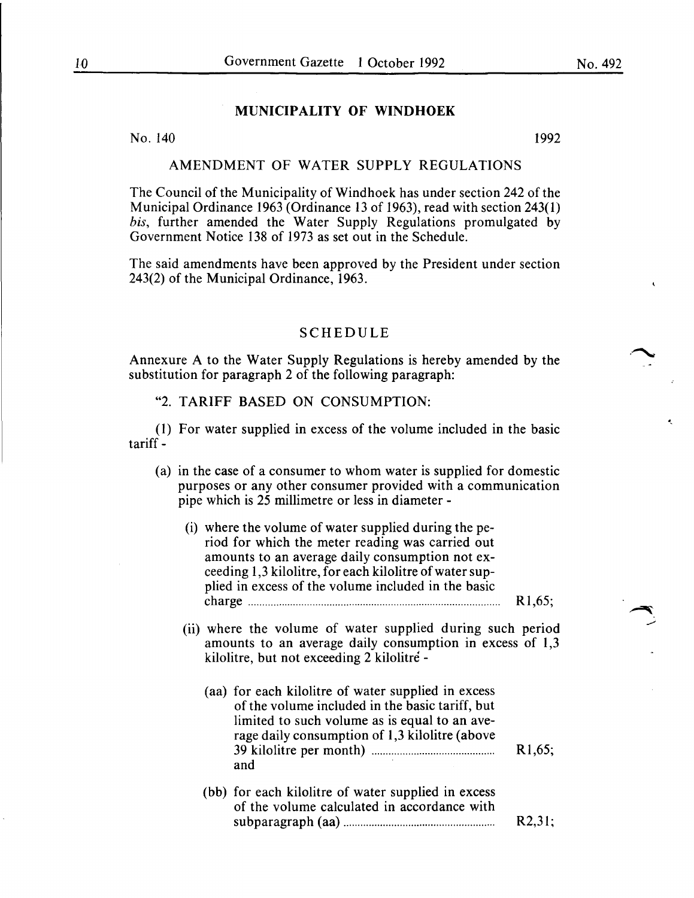## MUNICIPALITY OF WINDHOEK

No. 140 1992

### AMENDMENT OF WATER SUPPLY REGULATIONS

The Council of the Municipality of Windhoek has under section 242 of the Municipal Ordinance 1963 (Ordinance 13 of 1963), read with section 243(1) *bis*, further amended the Water Supply Regulations promulgated by Government Notice 138 of 1973 as set out in the Schedule.

The said amendments have been approved by the President under section 243(2) of the Municipal Ordinance, 1963.

### SCHEDULE

Annexure A to the Water Supply Regulations is hereby amended by the substitution for paragraph 2 of the following paragraph:

"2. TARIFF BASED ON CONSUMPTION:

(1) For water supplied in excess of the volume included in the basic tariff -

(a) in the case of a consumer to whom water is supplied for domestic purposes or any other consumer provided with a communication pipe which is 25 millimetre or less in diameter -

(i) where the volume of water supplied during the period for which the meter reading was carried out amounts to an average daily consumption not exceeding 1,3 kilolitre, for each kilolitre of water supplied in excess of the volume included in the basic charge .......... R1,65;

(ii) where the volume of water supplied during such period amounts to an average daily consumption in excess of 1,3 kilolitre, but not exceeding 2 kilolitre -

(aa) for each kilolitre of water supplied in excess of the volume included in the basic tariff, but limited to such volume as is equal to an average daily consumption of 1,3 kilolitre (above 39 kilolitre per month) .......... R1,65; and

(bb) for each kilolitre of water supplied in excess of the volume calculated in accordance with subparagraph (aa) .......... R2,31;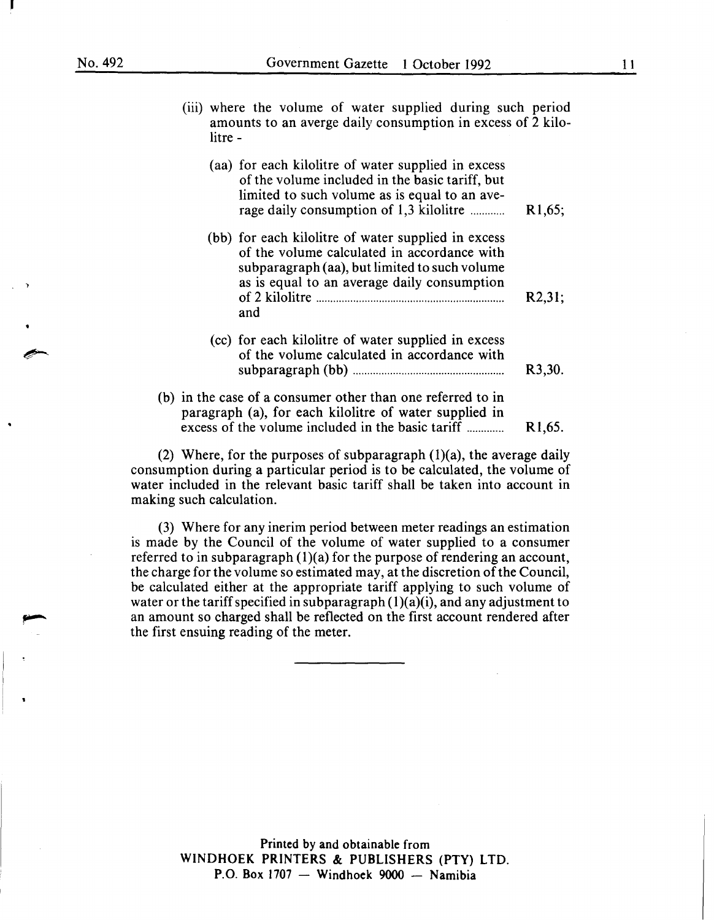(iii) where the volume of water supplied during such period amounts to an averge daily consumption in excess of 2 kilolitre -

(aa) for each kilolitre of water supplied in excess of the volume included in the basic tariff, but limited to such volume as is equal to an average daily consumption of 1,3 kilolitre ............ R1,65;

(bb) for each kilolitre of water supplied in excess of the volume calculated in accordance with subparagraph (aa), but limited to such volume as is equal to an average daily consumption of 2 kilolitre ............ R2,31; and

(cc) for each kilolitre of water supplied in excess of the volume calculated in accordance with subparagraph (bb) ............ R3,30.

(b) in the case of a consumer other than one referred to in paragraph (a), for each kilolitre of water supplied in excess of the volume included in the basic tariff ............ R1,65.

(2) Where, for the purposes of subparagraph (1)(a), the average daily consumption during a particular period is to be calculated, the volume of water included in the relevant basic tariff shall be taken into account in making such calculation.

(3) Where for any inerim period between meter readings an estimation is made by the Council of the volume of water supplied to a consumer referred to in subparagraph (1)(a) for the purpose of rendering an account, the charge for the volume so estimated may, at the discretion of the Council, be calculated either at the appropriate tariff applying to such volume of water or the tariff specified in subparagraph (1)(a)(i), and any adjustment to an amount so charged shall be reflected on the first account rendered after the first ensuing reading of the meter.

---

Printed by and obtainable from
WINDHOEK PRINTERS & PUBLISHERS (PTY) LTD.
P.O. Box 1707 — Windhoek 9000 — Namibia